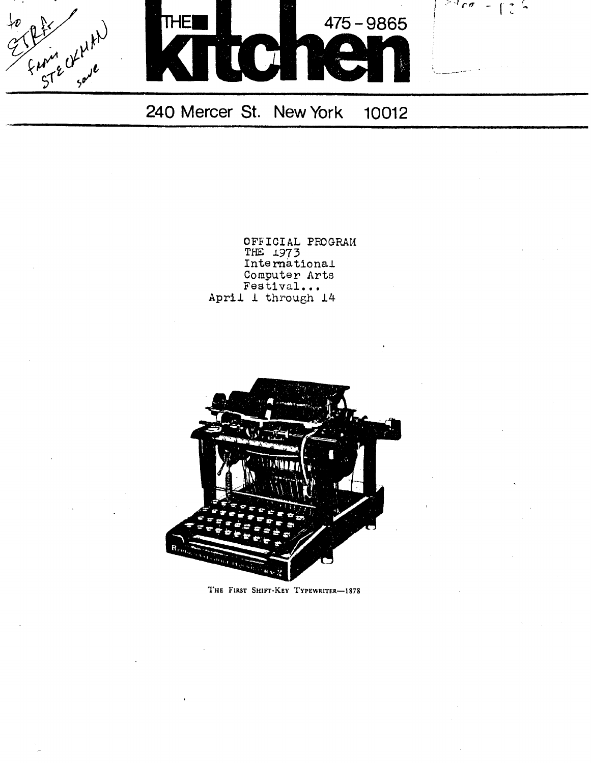to ETRA from STECKMAN save

# THE kitchen

475-9865

240 Mercer St. New York 10012

OFFICIAL PROGRAM
THE 1973
International
Computer Arts
Festival...
April 1 through 14

THE FIRST SHIFT-KEY TYPEWRITER—1878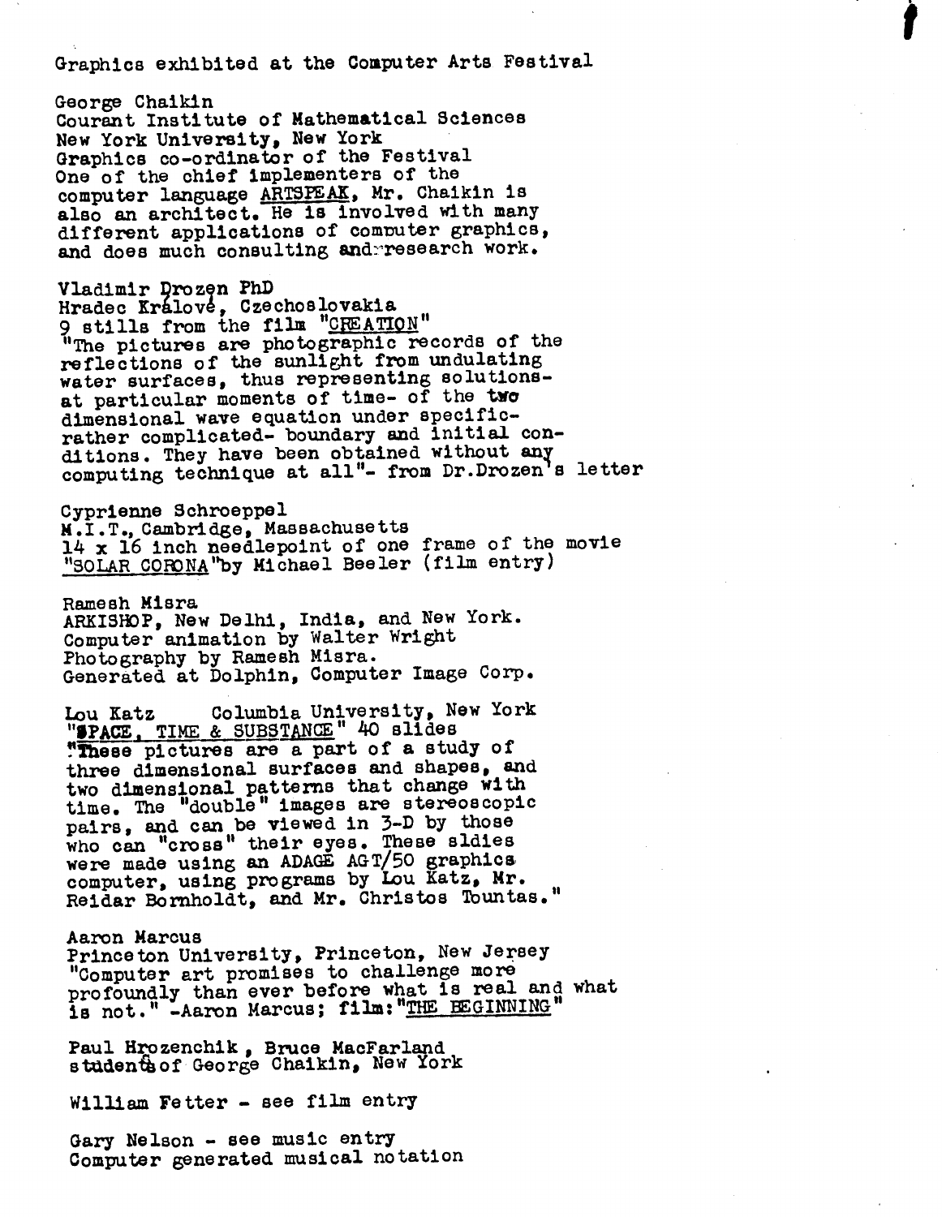Graphics exhibited at the Computer Arts Festival

George Chaikin
Courant Institute of Mathematical Sciences
New York University, New York
Graphics co-ordinator of the Festival
One of the chief implementers of the computer language ARTSPEAK, Mr. Chaikin is also an architect. He is involved with many different applications of computer graphics, and does much consulting and research work.

Vladimir Drozen PhD
Hradec Králové, Czechoslovakia
9 stills from the film "CREATION"
"The pictures are photographic records of the reflections of the sunlight from undulating water surfaces, thus representing solutions- at particular moments of time- of the two dimensional wave equation under specific- rather complicated- boundary and initial conditions. They have been obtained without any computing technique at all"- from Dr.Drozen's letter

Cyprienne Schroeppel
M.I.T., Cambridge, Massachusetts
14 x 16 inch needlepoint of one frame of the movie "SOLAR CORONA" by Michael Beeler (film entry)

Ramesh Misra
ARKISHOP, New Delhi, India, and New York.
Computer animation by Walter Wright
Photography by Ramesh Misra.
Generated at Dolphin, Computer Image Corp.

Lou Katz     Columbia University, New York
"SPACE, TIME & SUBSTANCE" 40 slides
"These pictures are a part of a study of three dimensional surfaces and shapes, and two dimensional patterns that change with time. The "double" images are stereoscopic pairs, and can be viewed in 3-D by those who can "cross" their eyes. These sldies were made using an ADAGE AGT/50 graphics computer, using programs by Lou Katz, Mr. Reidar Bornholdt, and Mr. Christos Tountas."

Aaron Marcus
Princeton University, Princeton, New Jersey
"Computer art promises to challenge more profoundly than ever before what is real and what is not." -Aaron Marcus; film: "THE BEGINNING"

Paul Hrozenchik, Bruce MacFarland
students of George Chaikin, New York

William Fetter - see film entry

Gary Nelson - see music entry
Computer generated musical notation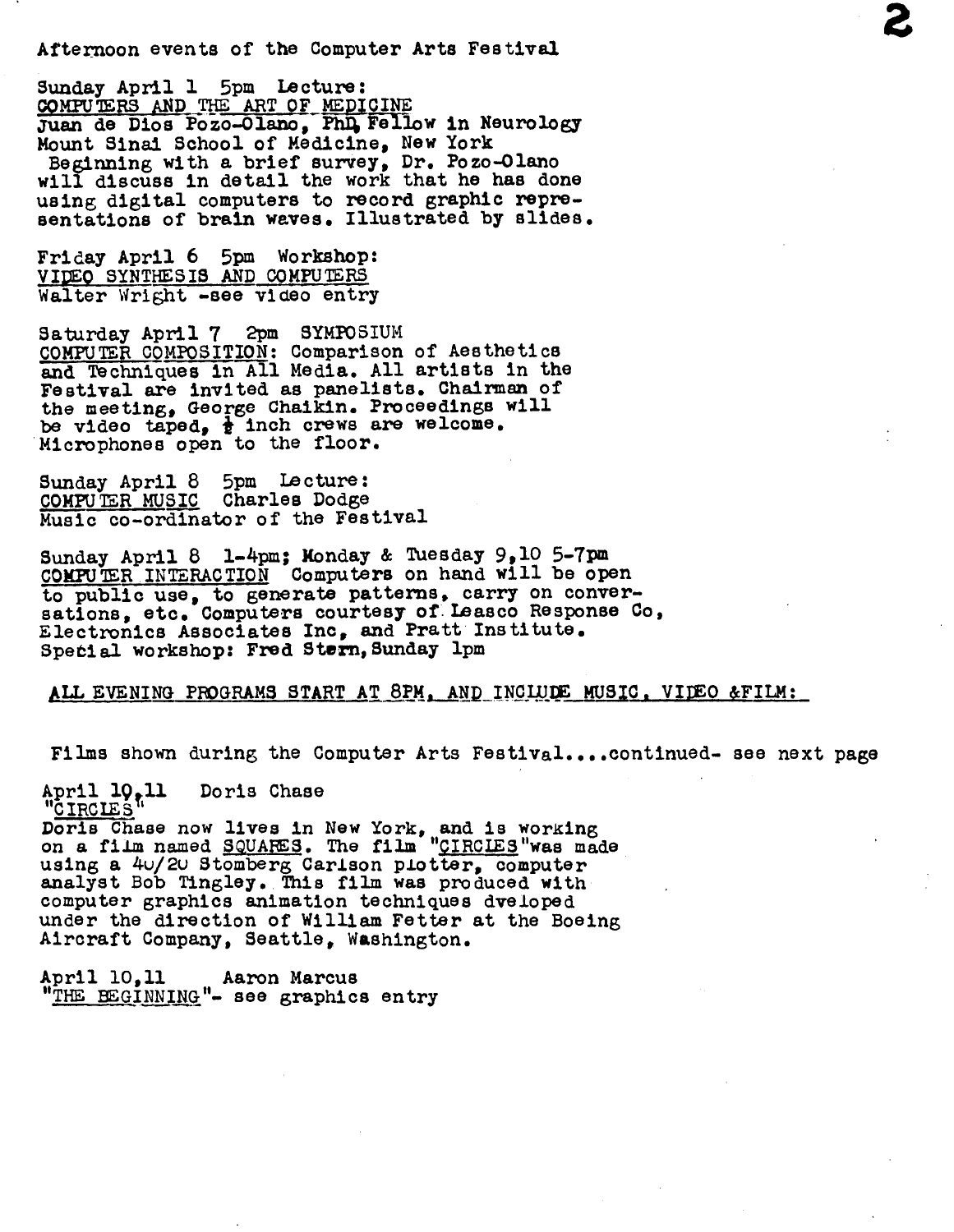Afternoon events of the Computer Arts Festival

Sunday April 1 5pm Lecture:
<u>COMPUTERS AND THE ART OF MEDICINE</u>
Juan de Dios Pozo-Olano, PhD, Fellow in Neurology
Mount Sinai School of Medicine, New York
Beginning with a brief survey, Dr. Pozo-Olano will discuss in detail the work that he has done using digital computers to record graphic representations of brain waves. Illustrated by slides.

Friday April 6 5pm Workshop:
<u>VIDEO SYNTHESIS AND COMPUTERS</u>
Walter Wright -see video entry

Saturday April 7 2pm SYMPOSIUM
<u>COMPUTER COMPOSITION</u>: Comparison of Aesthetics and Techniques in All Media. All artists in the Festival are invited as panelists. Chairman of the meeting, George Chaikin. Proceedings will be video taped, ½ inch crews are welcome. Microphones open to the floor.

Sunday April 8 5pm Lecture:
<u>COMPUTER MUSIC</u> Charles Dodge
Music co-ordinator of the Festival

Sunday April 8 1-4pm; Monday & Tuesday 9,10 5-7pm
<u>COMPUTER INTERACTION</u> Computers on hand will be open to public use, to generate patterns, carry on conversations, etc. Computers courtesy of Leasco Response Co, Electronics Associates Inc, and Pratt Institute.
Special workshop: Fred Stern, Sunday 1pm

<u>ALL EVENING PROGRAMS START AT 8PM, AND INCLUDE MUSIC, VIDEO &FILM:</u>

Films shown during the Computer Arts Festival....continued- see next page

April 10,11 Doris Chase
"<u>CIRCLES</u>"
Doris Chase now lives in New York, and is working on a film named <u>SQUARES</u>. The film "<u>CIRCLES</u>"was made using a 40/20 Stomberg Carlson plotter, computer analyst Bob Tingley. This film was produced with computer graphics animation techniques dveloped under the direction of William Fetter at the Boeing Aircraft Company, Seattle, Washington.

April 10,11 Aaron Marcus
"<u>THE BEGINNING</u>"- see graphics entry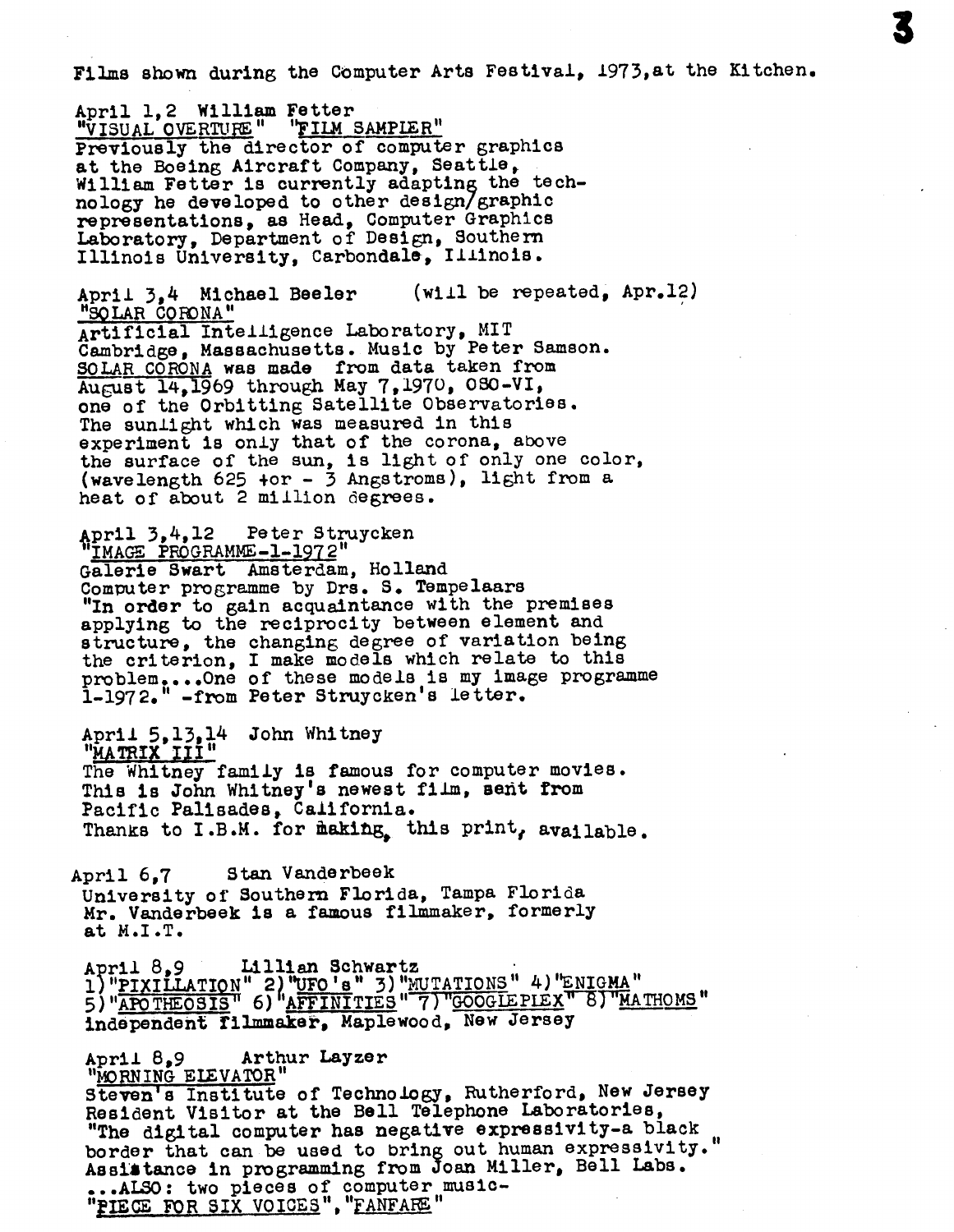Films shown during the Computer Arts Festival, 1973, at the Kitchen.

April 1,2 William Fetter
"VISUAL OVERTURE" "FILM SAMPLER"
Previously the director of computer graphics at the Boeing Aircraft Company, Seattle, William Fetter is currently adapting the technology he developed to other design/graphic representations, as Head, Computer Graphics Laboratory, Department of Design, Southern Illinois University, Carbondale, Illinois.

April 3,4 Michael Beeler (will be repeated, Apr.12)
"SOLAR CORONA"
Artificial Intelligence Laboratory, MIT Cambridge, Massachusetts. Music by Peter Samson. SOLAR CORONA was made from data taken from August 14,1969 through May 7,1970, OSO-VI, one of the Orbitting Satellite Observatories. The sunlight which was measured in this experiment is only that of the corona, above the surface of the sun, is light of only one color, (wavelength 625 +or - 3 Angstroms), light from a heat of about 2 million degrees.

April 3,4,12 Peter Struycken
"IMAGE PROGRAMME-1-1972"
Galerie Swart Amsterdam, Holland
Computer programme by Drs. S. Tempelaars
"In order to gain acquaintance with the premises applying to the reciprocity between element and structure, the changing degree of variation being the criterion, I make models which relate to this problem....One of these models is my image programme 1-1972." -from Peter Struycken's letter.

April 5,13,14 John Whitney
"MATRIX III"
The Whitney family is famous for computer movies. This is John Whitney's newest film, sent from Pacific Palisades, California.
Thanks to I.B.M. for making, this print, available.

April 6,7 Stan Vanderbeek
University of Southern Florida, Tampa Florida
Mr. Vanderbeek is a famous filmmaker, formerly at M.I.T.

April 8,9 Lillian Schwartz
1)"PIXILLATION" 2)"UFO's" 3)"MUTATIONS" 4)"ENIGMA"
5)"APOTHEOSIS" 6)"AFFINITIES" 7)"GOOGLEPLEX" 8)"MATHOMS"
independent filmmaker, Maplewood, New Jersey

April 8,9 Arthur Layzer
"MORNING ELEVATOR"
Steven's Institute of Technology, Rutherford, New Jersey
Resident Visitor at the Bell Telephone Laboratories,
"The digital computer has negative expressivity-a black border that can be used to bring out human expressivity."
Assistance in programming from Joan Miller, Bell Labs.
...ALSO: two pieces of computer music-
"PIECE FOR SIX VOICES","FANFARE"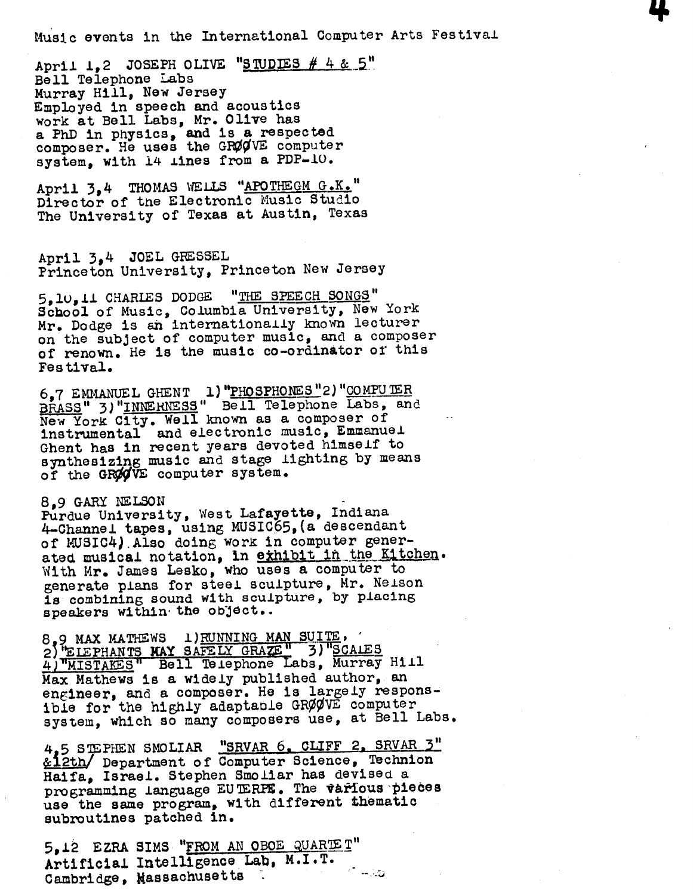Music events in the International Computer Arts Festival

April 1,2 JOSEPH OLIVE "STUDIES # 4 & 5"
Bell Telephone Labs
Murray Hill, New Jersey
Employed in speech and acoustics work at Bell Labs, Mr. Olive has a PhD in physics, and is a respected composer. He uses the GRØØVE computer system, with 14 lines from a PDP-10.

April 3,4 THOMAS WELLS "APOTHEGM G.K."
Director of the Electronic Music Studio
The University of Texas at Austin, Texas

April 3,4 JOEL GRESSEL
Princeton University, Princeton New Jersey

5,10,11 CHARLES DODGE "THE SPEECH SONGS"
School of Music, Columbia University, New York
Mr. Dodge is an internationally known lecturer on the subject of computer music, and a composer of renown. He is the music co-ordinator of this Festival.

6,7 EMMANUEL GHENT 1)"PHOSPHONES"2)"COMPUTER BRASS" 3)"INNERNESS" Bell Telephone Labs, and New York City. Well known as a composer of instrumental and electronic music, Emmanuel Ghent has in recent years devoted himself to synthesizing music and stage lighting by means of the GRØØVE computer system.

8,9 GARY NELSON
Purdue University, West Lafayette, Indiana
4-Channel tapes, using MUSIC65,(a descendant of MUSIC4).Also doing work in computer generated musical notation, in exhibit in the Kitchen. With Mr. James Lesko, who uses a computer to generate plans for steel sculpture, Mr. Nelson is combining sound with sculpture, by placing speakers within the object..

8,9 MAX MATHEWS 1)RUNNING MAN SUITE, 2)"ELEPHANTS MAY SAFELY GRAZE" 3)"SCALES 4)"MISTAKES" Bell Telephone Labs, Murray Hill
Max Mathews is a widely published author, an engineer, and a composer. He is largely responsible for the highly adaptable GRØØVE computer system, which so many composers use, at Bell Labs.

4,5 STEPHEN SMOLIAR "SRVAR 6, CLIFF 2, SRVAR 3" &12th/ Department of Computer Science, Technion Haifa, Israel. Stephen Smoliar has devised a programming language EUTERPE. The various pieces use the same program, with different thematic subroutines patched in.

5,12 EZRA SIMS "FROM AN OBOE QUARTET"
Artificial Intelligence Lab, M.I.T.
Cambridge, Massachusetts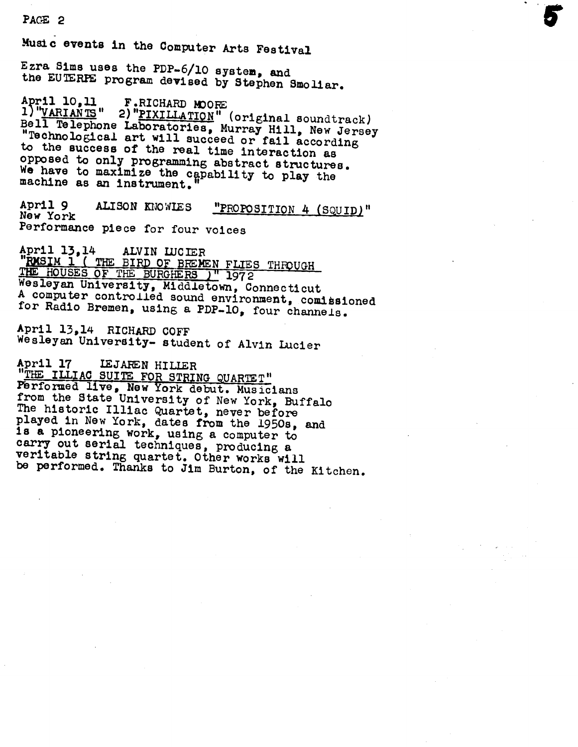Music events in the Computer Arts Festival

Ezra Sims uses the PDP-6/10 system, and the EUTERPE program devised by Stephen Smoliar.

April 10,11 F.RICHARD MOORE
1)"VARIANTS" 2)"PIXILLATION" (original soundtrack)
Bell Telephone Laboratories, Murray Hill, New Jersey
"Technological art will succeed or fail according to the success of the real time interaction as opposed to only programming abstract structures. We have to maximize the capability to play the machine as an instrument."

April 9 ALISON KNOWLES "PROPOSITION 4 (SQUID)"
New York
Performance piece for four voices

April 13,14 ALVIN LUCIER
"RMSIM 1 ( THE BIRD OF BREMEN FLIES THROUGH THE HOUSES OF THE BURGHERS )" 1972
Wesleyan University, Middletown, Connecticut
A computer controlled sound environment, comissioned for Radio Bremen, using a PDP-10, four channels.

April 13,14 RICHARD COFF
Wesleyan University- student of Alvin Lucier

April 17 LEJAREN HILLER
"THE ILLIAC SUITE FOR STRING QUARTET"
Performed live, New York debut. Musicians from the State University of New York, Buffalo
The historic Illiac Quartet, never before played in New York, dates from the 1950s, and is a pioneering work, using a computer to carry out serial techniques, producing a veritable string quartet. Other works will be performed. Thanks to Jim Burton, of the Kitchen.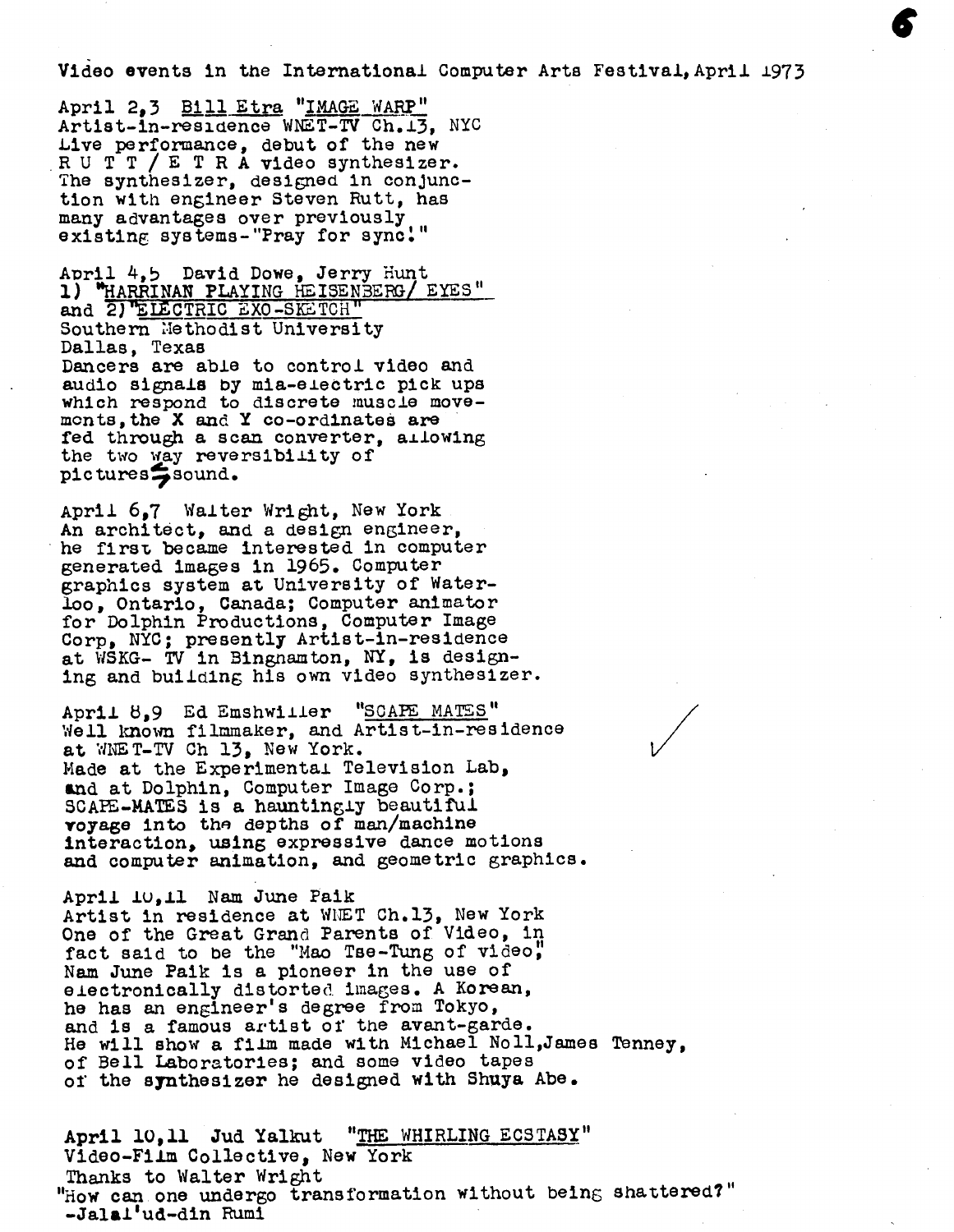Video events in the International Computer Arts Festival, April 1973

April 2,3 Bill Etra "IMAGE WARP"
Artist-in-residence WNET-TV Ch.13, NYC
Live performance, debut of the new
R U T T / E T R A video synthesizer.
The synthesizer, designed in conjunction with engineer Steven Rutt, has many advantages over previously existing systems-"Pray for sync!"

April 4,5 David Dowe, Jerry Hunt
1) "HARRINAN PLAYING HEISENBERG/ EYES"
and 2) "ELECTRIC EXO-SKETCH"
Southern Methodist University
Dallas, Texas
Dancers are able to control video and audio signals by mia-electric pick ups which respond to discrete muscle movements, the X and Y co-ordinates are fed through a scan converter, allowing the two way reversibility of pictures ⇆ sound.

April 6,7 Walter Wright, New York
An architect, and a design engineer, he first became interested in computer generated images in 1965. Computer graphics system at University of Waterloo, Ontario, Canada; Computer animator for Dolphin Productions, Computer Image Corp, NYC; presently Artist-in-residence at WSKG- TV in Binghamton, NY, is designing and building his own video synthesizer.

April 8,9 Ed Emshwiller "SCAPE MATES"
Well known filmmaker, and Artist-in-residence at WNET-TV Ch 13, New York.
Made at the Experimental Television Lab, and at Dolphin, Computer Image Corp.; SCAPE-MATES is a hauntingly beautiful voyage into the depths of man/machine interaction, using expressive dance motions and computer animation, and geometric graphics.

April 10,11 Nam June Paik
Artist in residence at WNET Ch.13, New York
One of the Great Grand Parents of Video, in fact said to be the "Mao Tse-Tung of video," Nam June Paik is a pioneer in the use of electronically distorted images. A Korean, he has an engineer's degree from Tokyo, and is a famous artist of the avant-garde.
He will show a film made with Michael Noll, James Tenney, of Bell Laboratories; and some video tapes of the synthesizer he designed with Shuya Abe.

April 10,11 Jud Yalkut "THE WHIRLING ECSTASY"
Video-Film Collective, New York
Thanks to Walter Wright
"How can one undergo transformation without being shattered?"
-Jalal'ud-din Rumi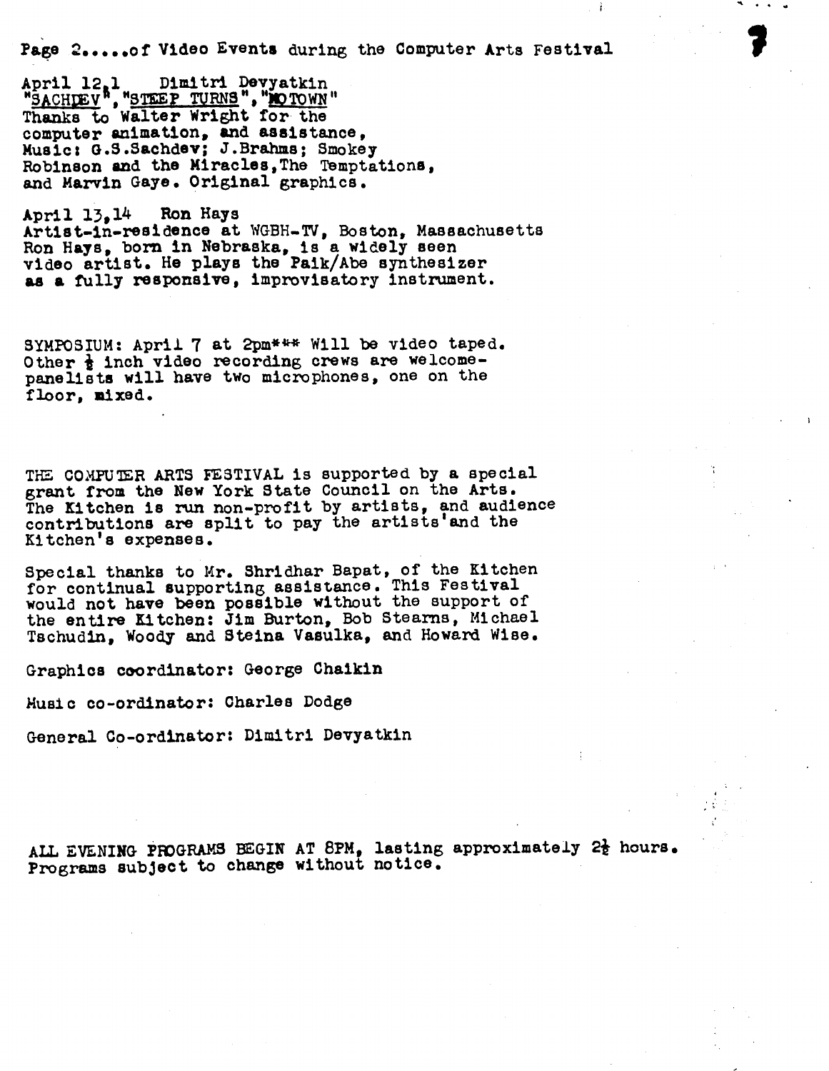Page 2.....of Video Events during the Computer Arts Festival

April 12,1 Dimitri Devyatkin
"SACHDEV", "STEEP TURNS", "MOTOWN"
Thanks to Walter Wright for the computer animation, and assistance,
Music: G.S.Sachdev; J.Brahms; Smokey Robinson and the Miracles, The Temptations, and Marvin Gaye. Original graphics.

April 13,14 Ron Hays
Artist-in-residence at WGBH-TV, Boston, Massachusetts
Ron Hays, born in Nebraska, is a widely seen video artist. He plays the Paik/Abe synthesizer as a fully responsive, improvisatory instrument.

SYMPOSIUM: April 7 at 2pm*** Will be video taped. Other ½ inch video recording crews are welcome- panelists will have two microphones, one on the floor, mixed.

THE COMPUTER ARTS FESTIVAL is supported by a special grant from the New York State Council on the Arts. The Kitchen is run non-profit by artists, and audience contributions are split to pay the artists' and the Kitchen's expenses.

Special thanks to Mr. Shridhar Bapat, of the Kitchen for continual supporting assistance. This Festival would not have been possible without the support of the entire Kitchen: Jim Burton, Bob Stearns, Michael Tschudin, Woody and Steina Vasulka, and Howard Wise.

Graphics coordinator: George Chaikin

Music co-ordinator: Charles Dodge

General Co-ordinator: Dimitri Devyatkin

ALL EVENING PROGRAMS BEGIN AT 8PM, lasting approximately 2½ hours. Programs subject to change without notice.